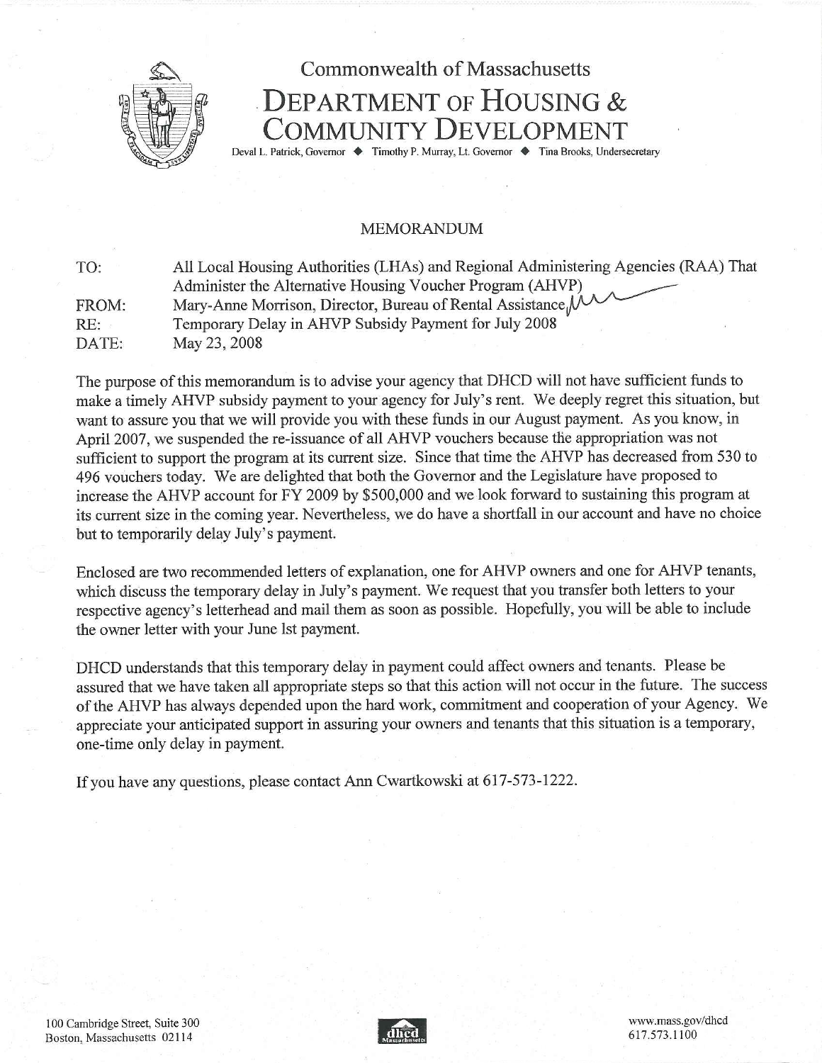Commonwealth of Massachusetts

# DEPARTMENT OF HOUSING & COMMUNITY DEVELOPMENT

Deval L. Patrick, Governor ◆ Timothy P. Murray, Lt. Governor ◆ Tina Brooks, Undersecretary

## MEMORANDUM

| | |
|---|---|
| TO: | All Local Housing Authorities (LHAs) and Regional Administering Agencies (RAA) That Administer the Alternative Housing Voucher Program (AHVP) |
| FROM: | Mary-Anne Morrison, Director, Bureau of Rental Assistance |
| RE: | Temporary Delay in AHVP Subsidy Payment for July 2008 |
| DATE: | May 23, 2008 |

The purpose of this memorandum is to advise your agency that DHCD will not have sufficient funds to make a timely AHVP subsidy payment to your agency for July's rent. We deeply regret this situation, but want to assure you that we will provide you with these funds in our August payment. As you know, in April 2007, we suspended the re-issuance of all AHVP vouchers because the appropriation was not sufficient to support the program at its current size. Since that time the AHVP has decreased from 530 to 496 vouchers today. We are delighted that both the Governor and the Legislature have proposed to increase the AHVP account for FY 2009 by $500,000 and we look forward to sustaining this program at its current size in the coming year. Nevertheless, we do have a shortfall in our account and have no choice but to temporarily delay July's payment.

Enclosed are two recommended letters of explanation, one for AHVP owners and one for AHVP tenants, which discuss the temporary delay in July's payment. We request that you transfer both letters to your respective agency's letterhead and mail them as soon as possible. Hopefully, you will be able to include the owner letter with your June 1st payment.

DHCD understands that this temporary delay in payment could affect owners and tenants. Please be assured that we have taken all appropriate steps so that this action will not occur in the future. The success of the AHVP has always depended upon the hard work, commitment and cooperation of your Agency. We appreciate your anticipated support in assuring your owners and tenants that this situation is a temporary, one-time only delay in payment.

If you have any questions, please contact Ann Cwartkowski at 617-573-1222.

100 Cambridge Street, Suite 300
Boston, Massachusetts 02114

www.mass.gov/dhcd
617.573.1100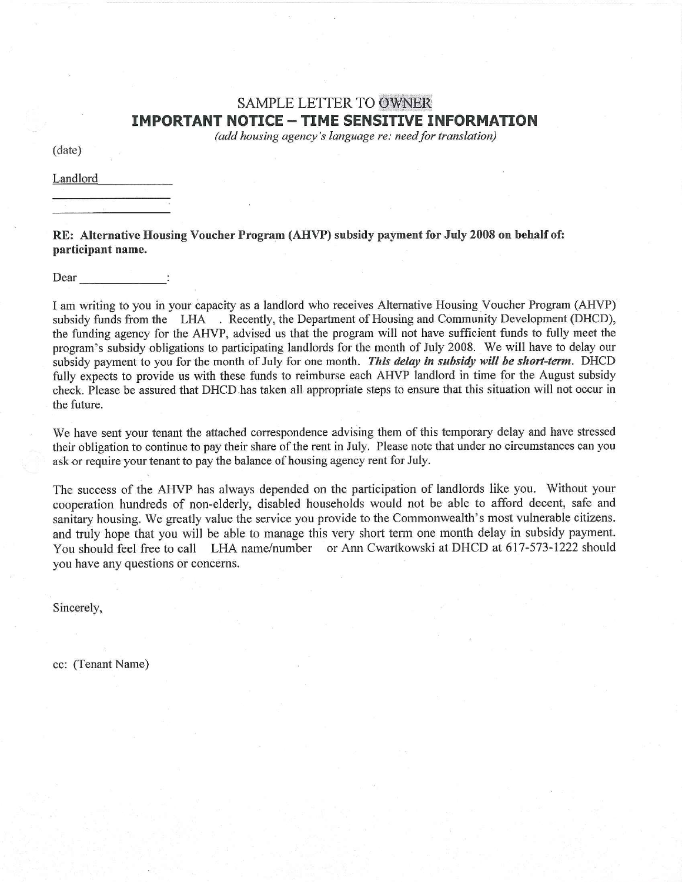# SAMPLE LETTER TO OWNER

## IMPORTANT NOTICE – TIME SENSITIVE INFORMATION

*(add housing agency's language re: need for translation)*

(date)

Landlord\_\_\_\_\_\_\_\_\_\_\_\_

\_\_\_\_\_\_\_\_\_\_\_\_\_\_\_\_\_\_

\_\_\_\_\_\_\_\_\_\_\_\_\_\_\_\_\_\_

**RE: Alternative Housing Voucher Program (AHVP) subsidy payment for July 2008 on behalf of: participant name.**

Dear \_\_\_\_\_\_\_\_\_\_\_\_\_:

I am writing to you in your capacity as a landlord who receives Alternative Housing Voucher Program (AHVP) subsidy funds from the LHA . Recently, the Department of Housing and Community Development (DHCD), the funding agency for the AHVP, advised us that the program will not have sufficient funds to fully meet the program's subsidy obligations to participating landlords for the month of July 2008. We will have to delay our subsidy payment to you for the month of July for one month. ***This delay in subsidy will be short-term.*** DHCD fully expects to provide us with these funds to reimburse each AHVP landlord in time for the August subsidy check. Please be assured that DHCD has taken all appropriate steps to ensure that this situation will not occur in the future.

We have sent your tenant the attached correspondence advising them of this temporary delay and have stressed their obligation to continue to pay their share of the rent in July. Please note that under no circumstances can you ask or require your tenant to pay the balance of housing agency rent for July.

The success of the AHVP has always depended on the participation of landlords like you. Without your cooperation hundreds of non-elderly, disabled households would not be able to afford decent, safe and sanitary housing. We greatly value the service you provide to the Commonwealth's most vulnerable citizens. and truly hope that you will be able to manage this very short term one month delay in subsidy payment. You should feel free to call LHA name/number or Ann Cwartkowski at DHCD at 617-573-1222 should you have any questions or concerns.

Sincerely,

cc: (Tenant Name)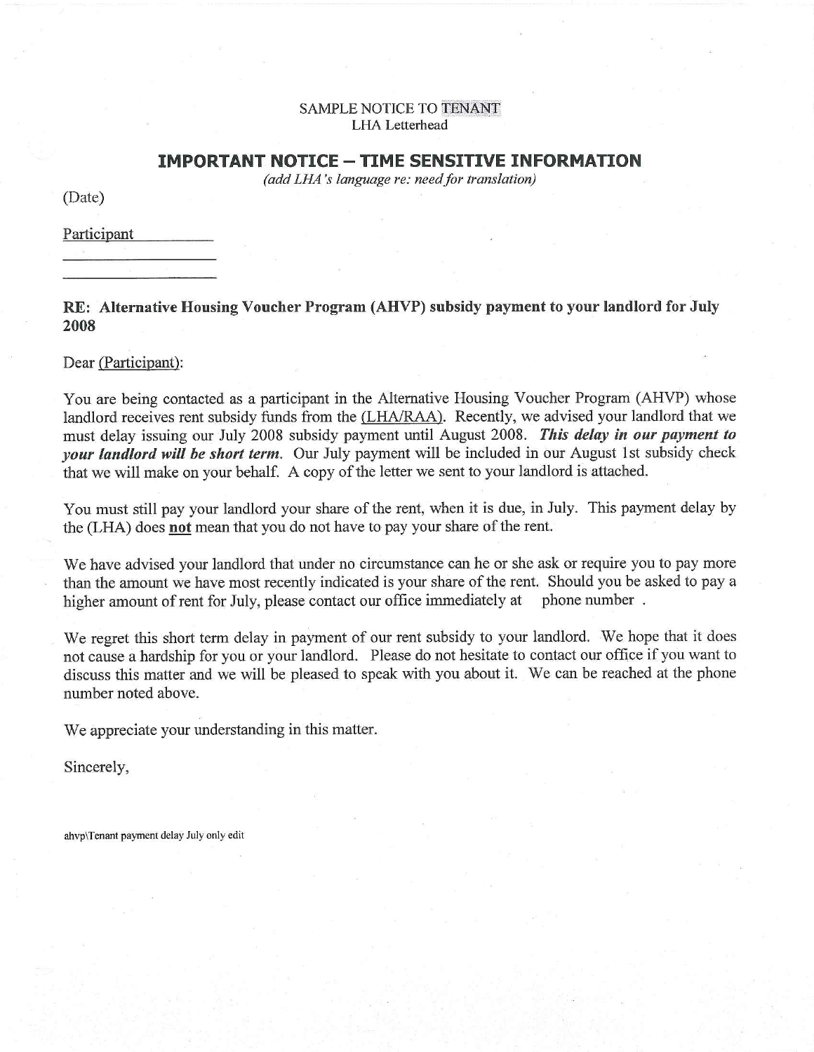SAMPLE NOTICE TO TENANT
LHA Letterhead

## IMPORTANT NOTICE – TIME SENSITIVE INFORMATION

*(add LHA's language re: need for translation)*

(Date)

Participant \_\_\_\_\_\_\_\_\_\_
\_\_\_\_\_\_\_\_\_\_\_\_\_\_\_\_\_\_\_\_
\_\_\_\_\_\_\_\_\_\_\_\_\_\_\_\_\_\_\_\_

**RE: Alternative Housing Voucher Program (AHVP) subsidy payment to your landlord for July 2008**

Dear (Participant):

You are being contacted as a participant in the Alternative Housing Voucher Program (AHVP) whose landlord receives rent subsidy funds from the (LHA/RAA). Recently, we advised your landlord that we must delay issuing our July 2008 subsidy payment until August 2008. ***This delay in our payment to your landlord will be short term.*** Our July payment will be included in our August 1st subsidy check that we will make on your behalf. A copy of the letter we sent to your landlord is attached.

You must still pay your landlord your share of the rent, when it is due, in July. This payment delay by the (LHA) does **not** mean that you do not have to pay your share of the rent.

We have advised your landlord that under no circumstance can he or she ask or require you to pay more than the amount we have most recently indicated is your share of the rent. Should you be asked to pay a higher amount of rent for July, please contact our office immediately at phone number .

We regret this short term delay in payment of our rent subsidy to your landlord. We hope that it does not cause a hardship for you or your landlord. Please do not hesitate to contact our office if you want to discuss this matter and we will be pleased to speak with you about it. We can be reached at the phone number noted above.

We appreciate your understanding in this matter.

Sincerely,

ahvp\Tenant payment delay July only edit